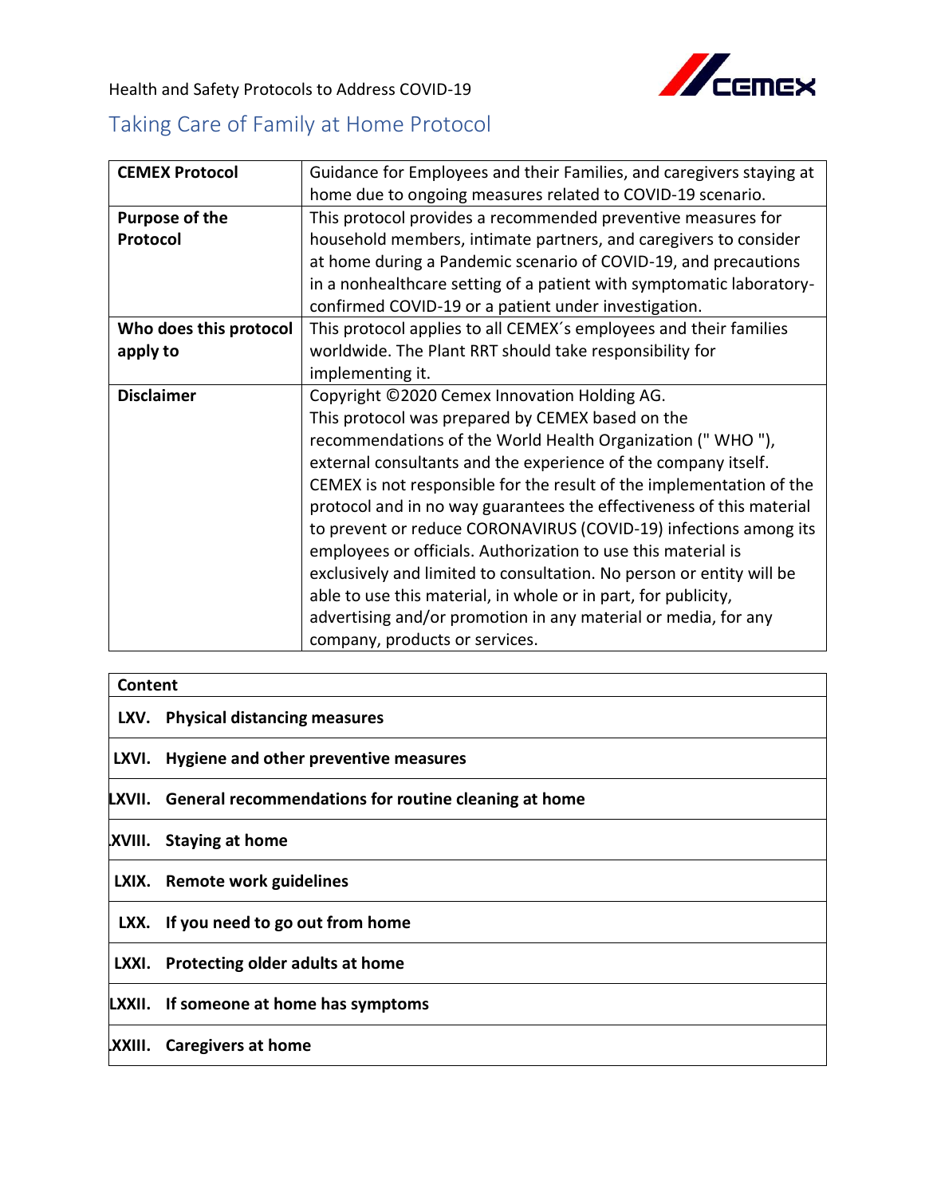Health and Safety Protocols to Address COVID-19

# Taking Care of Family at Home Protocol

| | |
|---|---|
| **CEMEX Protocol** | Guidance for Employees and their Families, and caregivers staying at home due to ongoing measures related to COVID-19 scenario. |
| **Purpose of the Protocol** | This protocol provides a recommended preventive measures for household members, intimate partners, and caregivers to consider at home during a Pandemic scenario of COVID-19, and precautions in a nonhealthcare setting of a patient with symptomatic laboratory-confirmed COVID-19 or a patient under investigation. |
| **Who does this protocol apply to** | This protocol applies to all CEMEX´s employees and their families worldwide. The Plant RRT should take responsibility for implementing it. |
| **Disclaimer** | Copyright ©2020 Cemex Innovation Holding AG. This protocol was prepared by CEMEX based on the recommendations of the World Health Organization (" WHO "), external consultants and the experience of the company itself. CEMEX is not responsible for the result of the implementation of the protocol and in no way guarantees the effectiveness of this material to prevent or reduce CORONAVIRUS (COVID-19) infections among its employees or officials. Authorization to use this material is exclusively and limited to consultation. No person or entity will be able to use this material, in whole or in part, for publicity, advertising and/or promotion in any material or media, for any company, products or services. |

| **Content** |
|---|
| **LXV. Physical distancing measures** |
| **LXVI. Hygiene and other preventive measures** |
| **LXVII. General recommendations for routine cleaning at home** |
| **LXVIII. Staying at home** |
| **LXIX. Remote work guidelines** |
| **LXX. If you need to go out from home** |
| **LXXI. Protecting older adults at home** |
| **LXXII. If someone at home has symptoms** |
| **LXXIII. Caregivers at home** |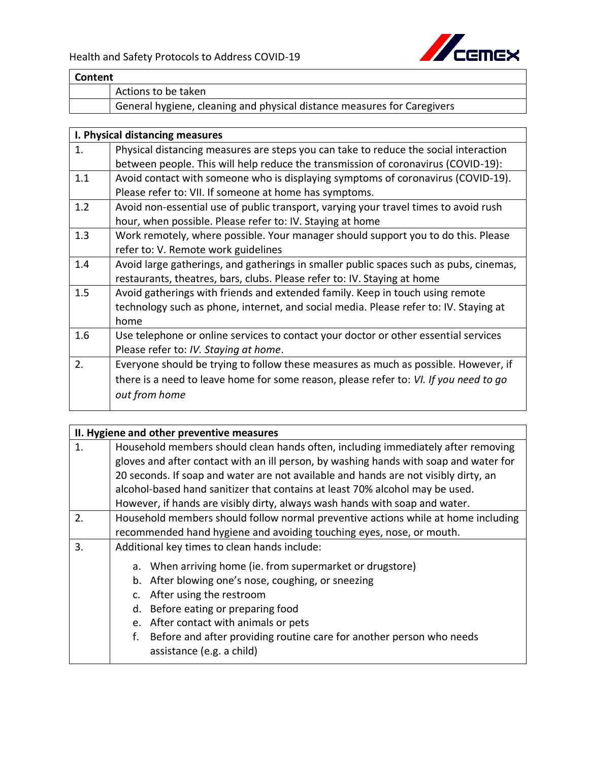| Content | |
|---|---|
| | Actions to be taken |
| | General hygiene, cleaning and physical distance measures for Caregivers |

| I. Physical distancing measures | |
|---|---|
| 1. | Physical distancing measures are steps you can take to reduce the social interaction between people. This will help reduce the transmission of coronavirus (COVID-19): |
| 1.1 | Avoid contact with someone who is displaying symptoms of coronavirus (COVID-19). Please refer to: VII. If someone at home has symptoms. |
| 1.2 | Avoid non-essential use of public transport, varying your travel times to avoid rush hour, when possible. Please refer to: IV. Staying at home |
| 1.3 | Work remotely, where possible. Your manager should support you to do this. Please refer to: V. Remote work guidelines |
| 1.4 | Avoid large gatherings, and gatherings in smaller public spaces such as pubs, cinemas, restaurants, theatres, bars, clubs. Please refer to: IV. Staying at home |
| 1.5 | Avoid gatherings with friends and extended family. Keep in touch using remote technology such as phone, internet, and social media. Please refer to: IV. Staying at home |
| 1.6 | Use telephone or online services to contact your doctor or other essential services Please refer to: *IV. Staying at home*. |
| 2. | Everyone should be trying to follow these measures as much as possible. However, if there is a need to leave home for some reason, please refer to: *VI. If you need to go out from home* |

| II. Hygiene and other preventive measures | |
|---|---|
| 1. | Household members should clean hands often, including immediately after removing gloves and after contact with an ill person, by washing hands with soap and water for 20 seconds. If soap and water are not available and hands are not visibly dirty, an alcohol-based hand sanitizer that contains at least 70% alcohol may be used. However, if hands are visibly dirty, always wash hands with soap and water. |
| 2. | Household members should follow normal preventive actions while at home including recommended hand hygiene and avoiding touching eyes, nose, or mouth. |
| 3. | Additional key times to clean hands include:<br>a. When arriving home (ie. from supermarket or drugstore)<br>b. After blowing one's nose, coughing, or sneezing<br>c. After using the restroom<br>d. Before eating or preparing food<br>e. After contact with animals or pets<br>f. Before and after providing routine care for another person who needs assistance (e.g. a child) |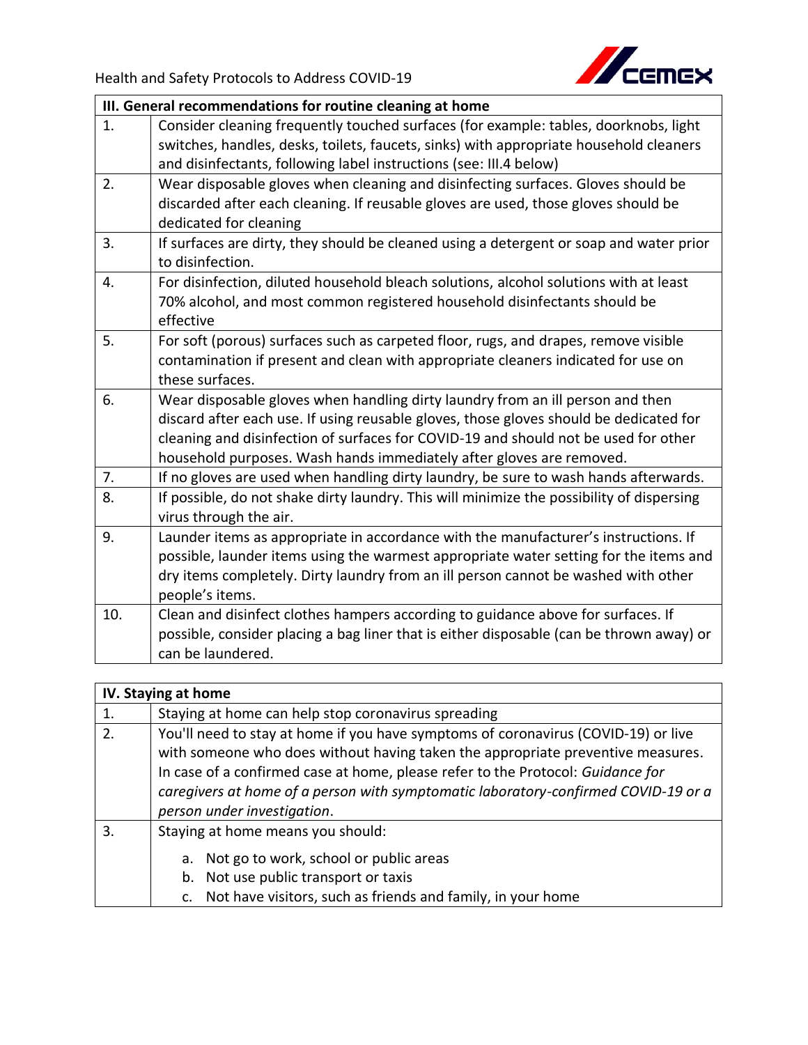| III. General recommendations for routine cleaning at home | |
|---|---|
| 1. | Consider cleaning frequently touched surfaces (for example: tables, doorknobs, light switches, handles, desks, toilets, faucets, sinks) with appropriate household cleaners and disinfectants, following label instructions (see: III.4 below) |
| 2. | Wear disposable gloves when cleaning and disinfecting surfaces. Gloves should be discarded after each cleaning. If reusable gloves are used, those gloves should be dedicated for cleaning |
| 3. | If surfaces are dirty, they should be cleaned using a detergent or soap and water prior to disinfection. |
| 4. | For disinfection, diluted household bleach solutions, alcohol solutions with at least 70% alcohol, and most common registered household disinfectants should be effective |
| 5. | For soft (porous) surfaces such as carpeted floor, rugs, and drapes, remove visible contamination if present and clean with appropriate cleaners indicated for use on these surfaces. |
| 6. | Wear disposable gloves when handling dirty laundry from an ill person and then discard after each use. If using reusable gloves, those gloves should be dedicated for cleaning and disinfection of surfaces for COVID-19 and should not be used for other household purposes. Wash hands immediately after gloves are removed. |
| 7. | If no gloves are used when handling dirty laundry, be sure to wash hands afterwards. |
| 8. | If possible, do not shake dirty laundry. This will minimize the possibility of dispersing virus through the air. |
| 9. | Launder items as appropriate in accordance with the manufacturer's instructions. If possible, launder items using the warmest appropriate water setting for the items and dry items completely. Dirty laundry from an ill person cannot be washed with other people's items. |
| 10. | Clean and disinfect clothes hampers according to guidance above for surfaces. If possible, consider placing a bag liner that is either disposable (can be thrown away) or can be laundered. |

| IV. Staying at home | |
|---|---|
| 1. | Staying at home can help stop coronavirus spreading |
| 2. | You'll need to stay at home if you have symptoms of coronavirus (COVID-19) or live with someone who does without having taken the appropriate preventive measures. In case of a confirmed case at home, please refer to the Protocol: *Guidance for caregivers at home of a person with symptomatic laboratory-confirmed COVID-19 or a person under investigation*. |
| 3. | Staying at home means you should:<br>a. Not go to work, school or public areas<br>b. Not use public transport or taxis<br>c. Not have visitors, such as friends and family, in your home |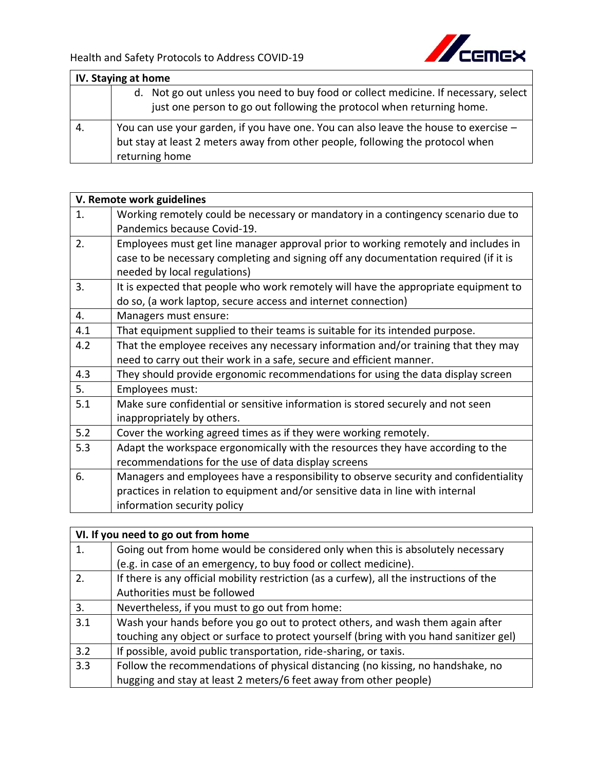| IV. Staying at home | |
|---|---|
| | d. Not go out unless you need to buy food or collect medicine. If necessary, select just one person to go out following the protocol when returning home. |
| 4. | You can use your garden, if you have one. You can also leave the house to exercise – but stay at least 2 meters away from other people, following the protocol when returning home |

| V. Remote work guidelines | |
|---|---|
| 1. | Working remotely could be necessary or mandatory in a contingency scenario due to Pandemics because Covid-19. |
| 2. | Employees must get line manager approval prior to working remotely and includes in case to be necessary completing and signing off any documentation required (if it is needed by local regulations) |
| 3. | It is expected that people who work remotely will have the appropriate equipment to do so, (a work laptop, secure access and internet connection) |
| 4. | Managers must ensure: |
| 4.1 | That equipment supplied to their teams is suitable for its intended purpose. |
| 4.2 | That the employee receives any necessary information and/or training that they may need to carry out their work in a safe, secure and efficient manner. |
| 4.3 | They should provide ergonomic recommendations for using the data display screen |
| 5. | Employees must: |
| 5.1 | Make sure confidential or sensitive information is stored securely and not seen inappropriately by others. |
| 5.2 | Cover the working agreed times as if they were working remotely. |
| 5.3 | Adapt the workspace ergonomically with the resources they have according to the recommendations for the use of data display screens |
| 6. | Managers and employees have a responsibility to observe security and confidentiality practices in relation to equipment and/or sensitive data in line with internal information security policy |

| VI. If you need to go out from home | |
|---|---|
| 1. | Going out from home would be considered only when this is absolutely necessary (e.g. in case of an emergency, to buy food or collect medicine). |
| 2. | If there is any official mobility restriction (as a curfew), all the instructions of the Authorities must be followed |
| 3. | Nevertheless, if you must to go out from home: |
| 3.1 | Wash your hands before you go out to protect others, and wash them again after touching any object or surface to protect yourself (bring with you hand sanitizer gel) |
| 3.2 | If possible, avoid public transportation, ride-sharing, or taxis. |
| 3.3 | Follow the recommendations of physical distancing (no kissing, no handshake, no hugging and stay at least 2 meters/6 feet away from other people) |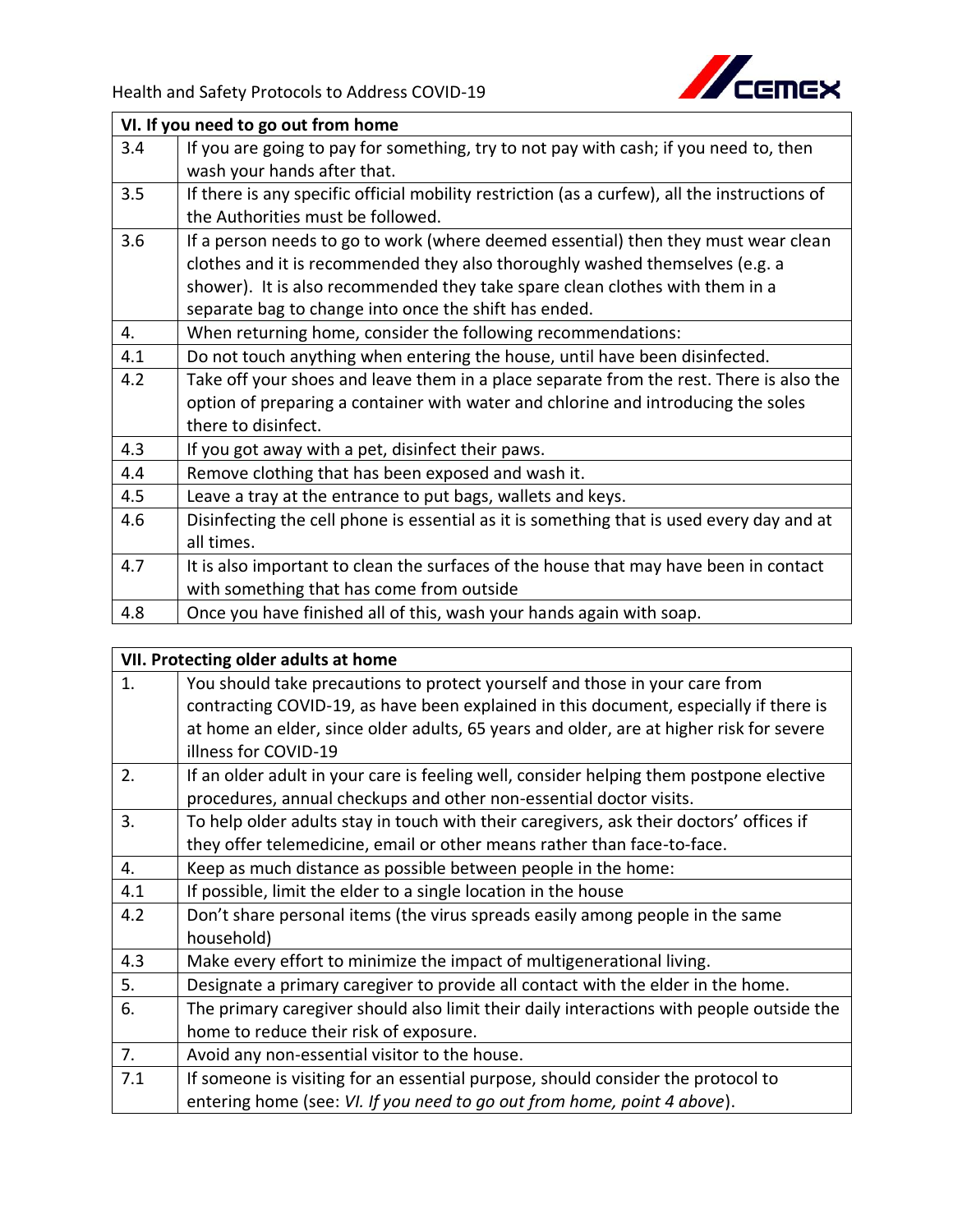| VI. If you need to go out from home | |
|---|---|
| 3.4 | If you are going to pay for something, try to not pay with cash; if you need to, then wash your hands after that. |
| 3.5 | If there is any specific official mobility restriction (as a curfew), all the instructions of the Authorities must be followed. |
| 3.6 | If a person needs to go to work (where deemed essential) then they must wear clean clothes and it is recommended they also thoroughly washed themselves (e.g. a shower). It is also recommended they take spare clean clothes with them in a separate bag to change into once the shift has ended. |
| 4. | When returning home, consider the following recommendations: |
| 4.1 | Do not touch anything when entering the house, until have been disinfected. |
| 4.2 | Take off your shoes and leave them in a place separate from the rest. There is also the option of preparing a container with water and chlorine and introducing the soles there to disinfect. |
| 4.3 | If you got away with a pet, disinfect their paws. |
| 4.4 | Remove clothing that has been exposed and wash it. |
| 4.5 | Leave a tray at the entrance to put bags, wallets and keys. |
| 4.6 | Disinfecting the cell phone is essential as it is something that is used every day and at all times. |
| 4.7 | It is also important to clean the surfaces of the house that may have been in contact with something that has come from outside |
| 4.8 | Once you have finished all of this, wash your hands again with soap. |

| VII. Protecting older adults at home | |
|---|---|
| 1. | You should take precautions to protect yourself and those in your care from contracting COVID-19, as have been explained in this document, especially if there is at home an elder, since older adults, 65 years and older, are at higher risk for severe illness for COVID-19 |
| 2. | If an older adult in your care is feeling well, consider helping them postpone elective procedures, annual checkups and other non-essential doctor visits. |
| 3. | To help older adults stay in touch with their caregivers, ask their doctors' offices if they offer telemedicine, email or other means rather than face-to-face. |
| 4. | Keep as much distance as possible between people in the home: |
| 4.1 | If possible, limit the elder to a single location in the house |
| 4.2 | Don't share personal items (the virus spreads easily among people in the same household) |
| 4.3 | Make every effort to minimize the impact of multigenerational living. |
| 5. | Designate a primary caregiver to provide all contact with the elder in the home. |
| 6. | The primary caregiver should also limit their daily interactions with people outside the home to reduce their risk of exposure. |
| 7. | Avoid any non-essential visitor to the house. |
| 7.1 | If someone is visiting for an essential purpose, should consider the protocol to entering home (see: *VI. If you need to go out from home, point 4 above*). |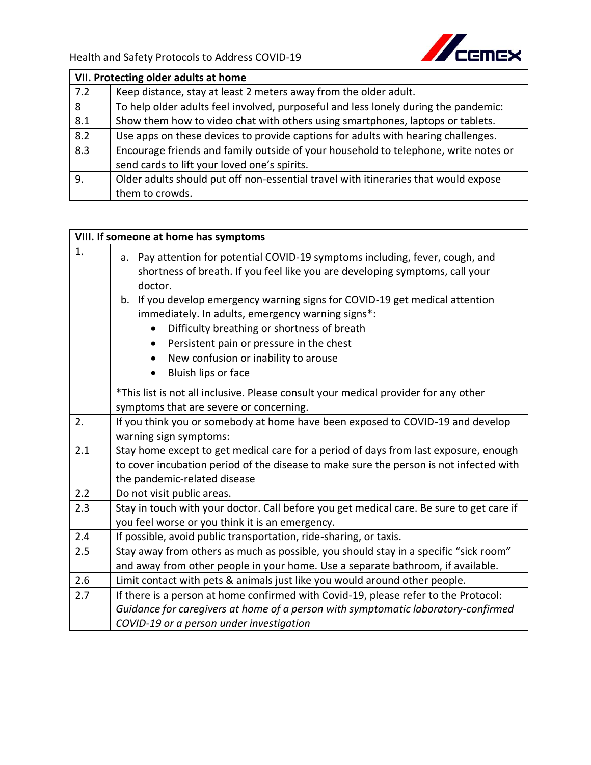| VII. Protecting older adults at home | |
|---|---|
| 7.2 | Keep distance, stay at least 2 meters away from the older adult. |
| 8 | To help older adults feel involved, purposeful and less lonely during the pandemic: |
| 8.1 | Show them how to video chat with others using smartphones, laptops or tablets. |
| 8.2 | Use apps on these devices to provide captions for adults with hearing challenges. |
| 8.3 | Encourage friends and family outside of your household to telephone, write notes or send cards to lift your loved one's spirits. |
| 9. | Older adults should put off non-essential travel with itineraries that would expose them to crowds. |

| VIII. If someone at home has symptoms | |
|---|---|
| 1. | a. Pay attention for potential COVID-19 symptoms including, fever, cough, and shortness of breath. If you feel like you are developing symptoms, call your doctor.<br>b. If you develop emergency warning signs for COVID-19 get medical attention immediately. In adults, emergency warning signs*:<br>• Difficulty breathing or shortness of breath<br>• Persistent pain or pressure in the chest<br>• New confusion or inability to arouse<br>• Bluish lips or face<br><br>*This list is not all inclusive. Please consult your medical provider for any other symptoms that are severe or concerning. |
| 2. | If you think you or somebody at home have been exposed to COVID-19 and develop warning sign symptoms: |
| 2.1 | Stay home except to get medical care for a period of days from last exposure, enough to cover incubation period of the disease to make sure the person is not infected with the pandemic-related disease |
| 2.2 | Do not visit public areas. |
| 2.3 | Stay in touch with your doctor. Call before you get medical care. Be sure to get care if you feel worse or you think it is an emergency. |
| 2.4 | If possible, avoid public transportation, ride-sharing, or taxis. |
| 2.5 | Stay away from others as much as possible, you should stay in a specific "sick room" and away from other people in your home. Use a separate bathroom, if available. |
| 2.6 | Limit contact with pets & animals just like you would around other people. |
| 2.7 | If there is a person at home confirmed with Covid-19, please refer to the Protocol: *Guidance for caregivers at home of a person with symptomatic laboratory-confirmed COVID-19 or a person under investigation* |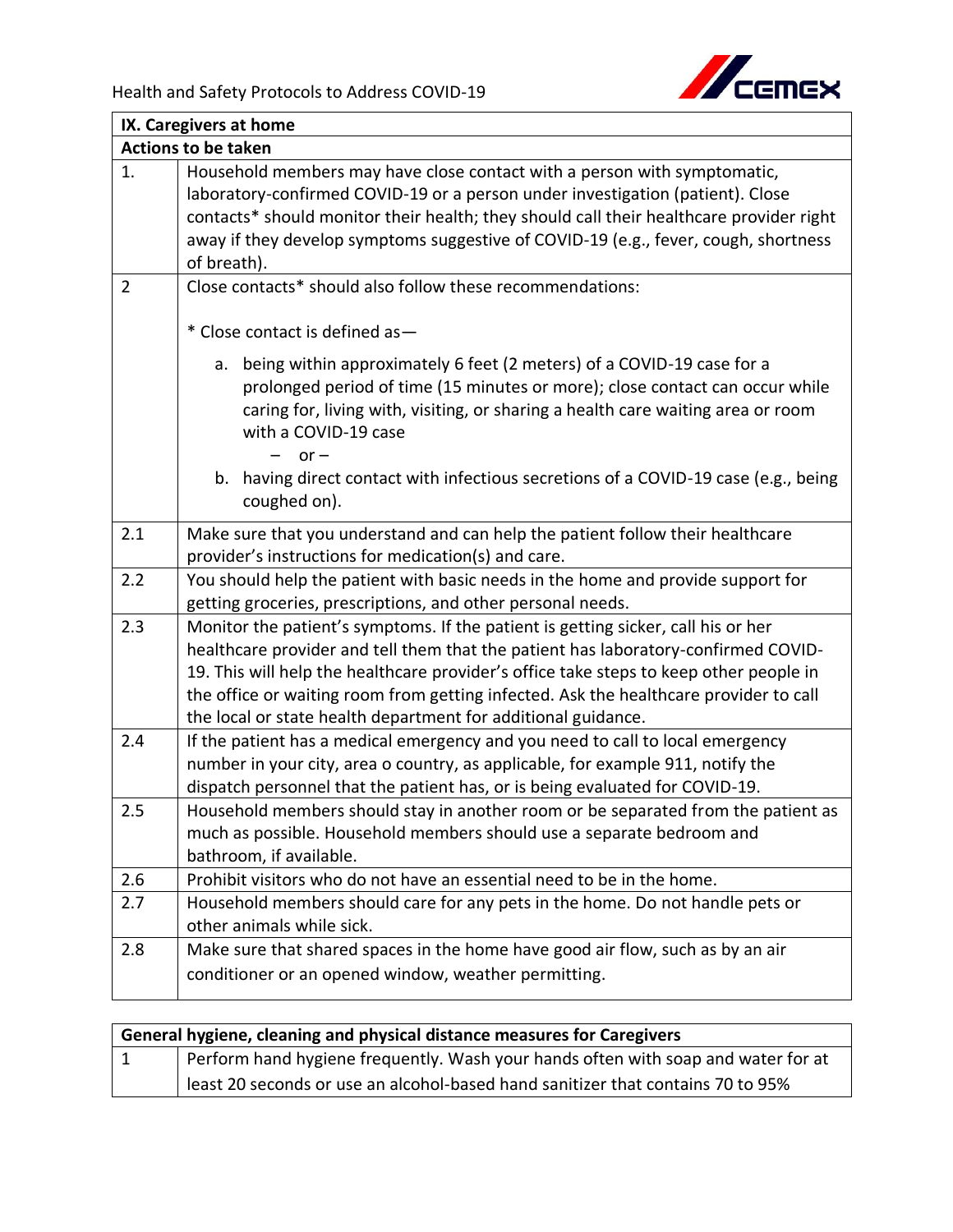| IX. Caregivers at home | |
|---|---|
| **Actions to be taken** | |
| 1. | Household members may have close contact with a person with symptomatic, laboratory-confirmed COVID-19 or a person under investigation (patient). Close contacts* should monitor their health; they should call their healthcare provider right away if they develop symptoms suggestive of COVID-19 (e.g., fever, cough, shortness of breath). |
| 2 | Close contacts* should also follow these recommendations:<br><br>* Close contact is defined as—<br><br>a. being within approximately 6 feet (2 meters) of a COVID-19 case for a prolonged period of time (15 minutes or more); close contact can occur while caring for, living with, visiting, or sharing a health care waiting area or room with a COVID-19 case<br>– or –<br>b. having direct contact with infectious secretions of a COVID-19 case (e.g., being coughed on). |
| 2.1 | Make sure that you understand and can help the patient follow their healthcare provider's instructions for medication(s) and care. |
| 2.2 | You should help the patient with basic needs in the home and provide support for getting groceries, prescriptions, and other personal needs. |
| 2.3 | Monitor the patient's symptoms. If the patient is getting sicker, call his or her healthcare provider and tell them that the patient has laboratory-confirmed COVID-19. This will help the healthcare provider's office take steps to keep other people in the office or waiting room from getting infected. Ask the healthcare provider to call the local or state health department for additional guidance. |
| 2.4 | If the patient has a medical emergency and you need to call to local emergency number in your city, area o country, as applicable, for example 911, notify the dispatch personnel that the patient has, or is being evaluated for COVID-19. |
| 2.5 | Household members should stay in another room or be separated from the patient as much as possible. Household members should use a separate bedroom and bathroom, if available. |
| 2.6 | Prohibit visitors who do not have an essential need to be in the home. |
| 2.7 | Household members should care for any pets in the home. Do not handle pets or other animals while sick. |
| 2.8 | Make sure that shared spaces in the home have good air flow, such as by an air conditioner or an opened window, weather permitting. |

| General hygiene, cleaning and physical distance measures for Caregivers | |
|---|---|
| 1 | Perform hand hygiene frequently. Wash your hands often with soap and water for at least 20 seconds or use an alcohol-based hand sanitizer that contains 70 to 95% |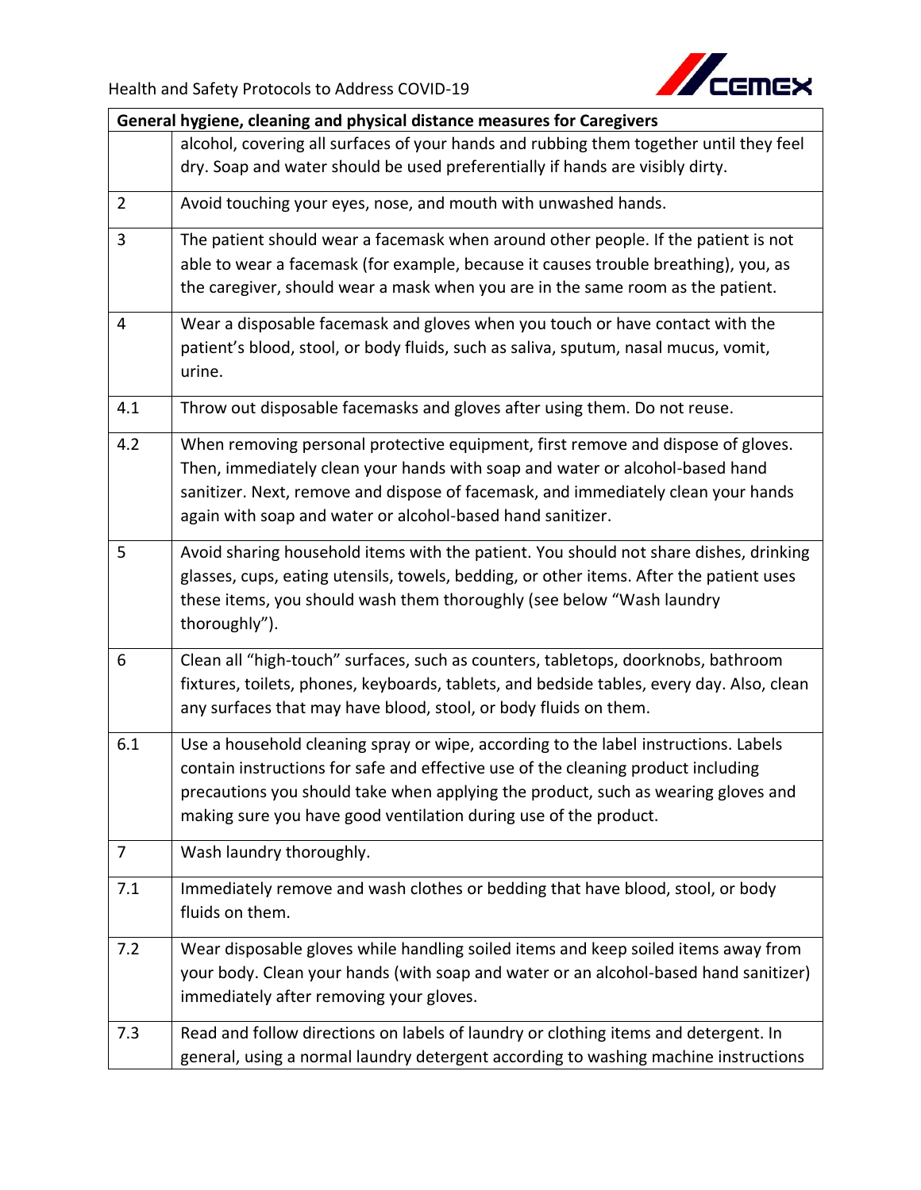| General hygiene, cleaning and physical distance measures for Caregivers | |
|---|---|
| | alcohol, covering all surfaces of your hands and rubbing them together until they feel dry. Soap and water should be used preferentially if hands are visibly dirty. |
| 2 | Avoid touching your eyes, nose, and mouth with unwashed hands. |
| 3 | The patient should wear a facemask when around other people. If the patient is not able to wear a facemask (for example, because it causes trouble breathing), you, as the caregiver, should wear a mask when you are in the same room as the patient. |
| 4 | Wear a disposable facemask and gloves when you touch or have contact with the patient's blood, stool, or body fluids, such as saliva, sputum, nasal mucus, vomit, urine. |
| 4.1 | Throw out disposable facemasks and gloves after using them. Do not reuse. |
| 4.2 | When removing personal protective equipment, first remove and dispose of gloves. Then, immediately clean your hands with soap and water or alcohol-based hand sanitizer. Next, remove and dispose of facemask, and immediately clean your hands again with soap and water or alcohol-based hand sanitizer. |
| 5 | Avoid sharing household items with the patient. You should not share dishes, drinking glasses, cups, eating utensils, towels, bedding, or other items. After the patient uses these items, you should wash them thoroughly (see below "Wash laundry thoroughly"). |
| 6 | Clean all "high-touch" surfaces, such as counters, tabletops, doorknobs, bathroom fixtures, toilets, phones, keyboards, tablets, and bedside tables, every day. Also, clean any surfaces that may have blood, stool, or body fluids on them. |
| 6.1 | Use a household cleaning spray or wipe, according to the label instructions. Labels contain instructions for safe and effective use of the cleaning product including precautions you should take when applying the product, such as wearing gloves and making sure you have good ventilation during use of the product. |
| 7 | Wash laundry thoroughly. |
| 7.1 | Immediately remove and wash clothes or bedding that have blood, stool, or body fluids on them. |
| 7.2 | Wear disposable gloves while handling soiled items and keep soiled items away from your body. Clean your hands (with soap and water or an alcohol-based hand sanitizer) immediately after removing your gloves. |
| 7.3 | Read and follow directions on labels of laundry or clothing items and detergent. In general, using a normal laundry detergent according to washing machine instructions |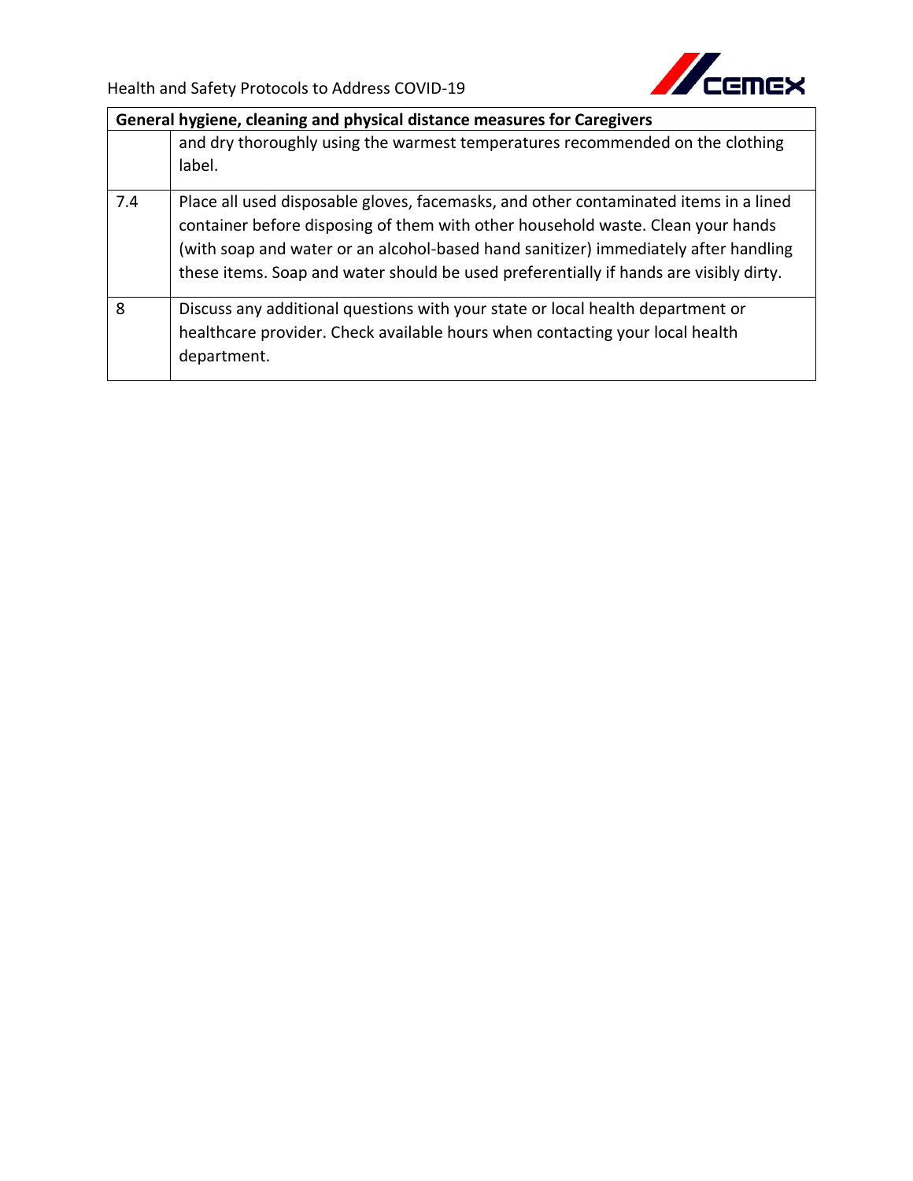| General hygiene, cleaning and physical distance measures for Caregivers | |
|---|---|
| | and dry thoroughly using the warmest temperatures recommended on the clothing label. |
| 7.4 | Place all used disposable gloves, facemasks, and other contaminated items in a lined container before disposing of them with other household waste. Clean your hands (with soap and water or an alcohol-based hand sanitizer) immediately after handling these items. Soap and water should be used preferentially if hands are visibly dirty. |
| 8 | Discuss any additional questions with your state or local health department or healthcare provider. Check available hours when contacting your local health department. |